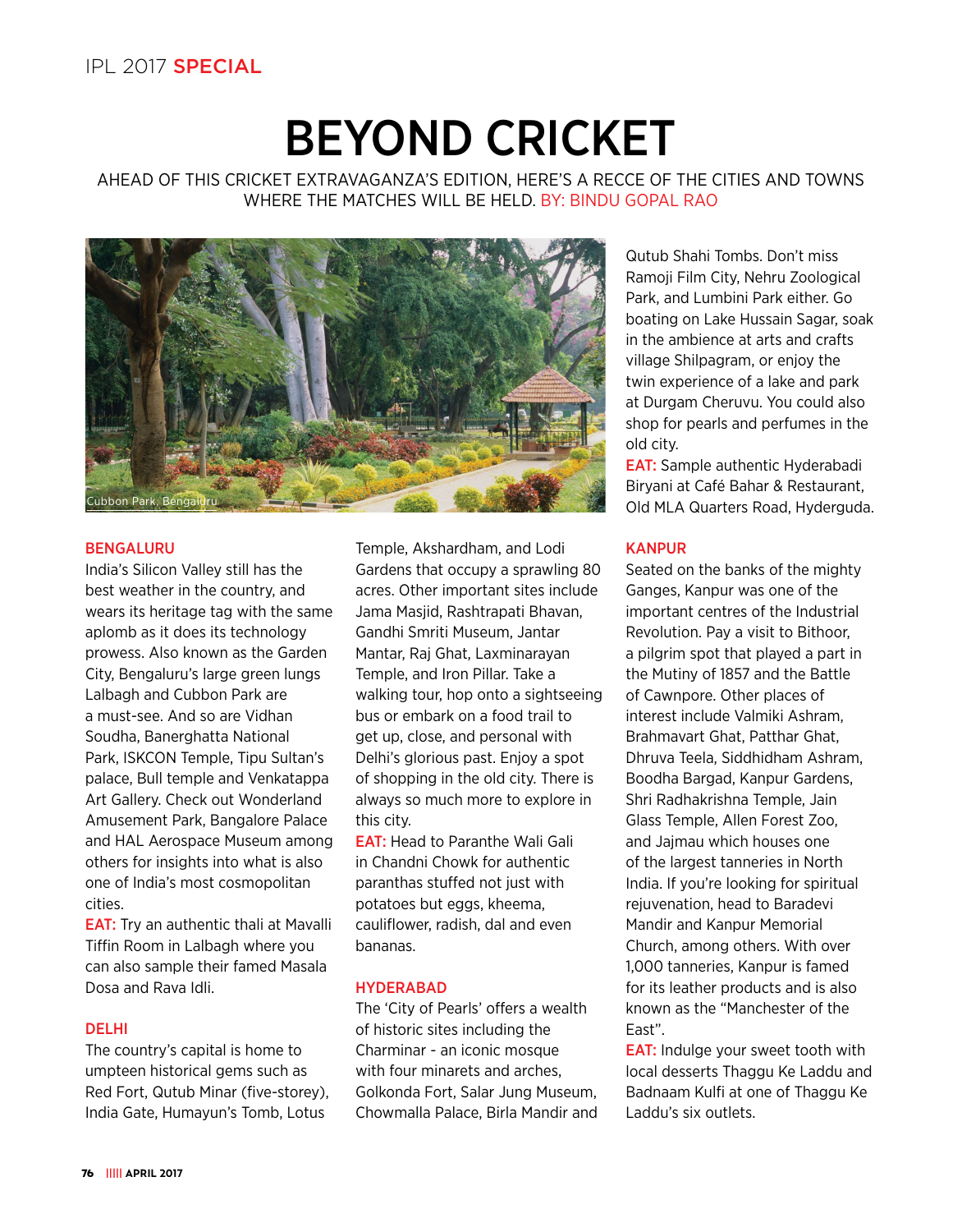IPL 2017 **SPECIAL**

# BEYOND CRICKET

AHEAD OF THIS CRICKET EXTRAVAGANZA'S EDITION, HERE'S A RECCE OF THE CITIES AND TOWNS WHERE THE MATCHES WILL BE HELD. BY: BINDU GOPAL RAO

Cubbon Park, Bengaluru

## BENGALURU

India's Silicon Valley still has the best weather in the country, and wears its heritage tag with the same aplomb as it does its technology prowess. Also known as the Garden City, Bengaluru's large green lungs Lalbagh and Cubbon Park are a must-see. And so are Vidhan Soudha, Banerghatta National Park, ISKCON Temple, Tipu Sultan's palace, Bull temple and Venkatappa Art Gallery. Check out Wonderland Amusement Park, Bangalore Palace and HAL Aerospace Museum among others for insights into what is also one of India's most cosmopolitan cities.

**EAT:** Try an authentic thali at Mavalli Tiffin Room in Lalbagh where you can also sample their famed Masala Dosa and Rava Idli.

## DELHI

The country's capital is home to umpteen historical gems such as Red Fort, Qutub Minar (five-storey), India Gate, Humayun's Tomb, Lotus Temple, Akshardham, and Lodi Gardens that occupy a sprawling 80 acres. Other important sites include Jama Masjid, Rashtrapati Bhavan, Gandhi Smriti Museum, Jantar Mantar, Raj Ghat, Laxminarayan Temple, and Iron Pillar. Take a walking tour, hop onto a sightseeing bus or embark on a food trail to get up, close, and personal with Delhi's glorious past. Enjoy a spot of shopping in the old city. There is always so much more to explore in this city.

**EAT:** Head to Paranthe Wali Gali in Chandni Chowk for authentic paranthas stuffed not just with potatoes but eggs, kheema, cauliflower, radish, dal and even bananas.

## HYDERABAD

The 'City of Pearls' offers a wealth of historic sites including the Charminar - an iconic mosque with four minarets and arches, Golkonda Fort, Salar Jung Museum, Chowmalla Palace, Birla Mandir and Qutub Shahi Tombs. Don't miss Ramoji Film City, Nehru Zoological Park, and Lumbini Park either. Go boating on Lake Hussain Sagar, soak in the ambience at arts and crafts village Shilpagram, or enjoy the twin experience of a lake and park at Durgam Cheruvu. You could also shop for pearls and perfumes in the old city.

**EAT:** Sample authentic Hyderabadi Biryani at Café Bahar & Restaurant, Old MLA Quarters Road, Hyderguda.

## KANPUR

Seated on the banks of the mighty Ganges, Kanpur was one of the important centres of the Industrial Revolution. Pay a visit to Bithoor, a pilgrim spot that played a part in the Mutiny of 1857 and the Battle of Cawnpore. Other places of interest include Valmiki Ashram, Brahmavart Ghat, Patthar Ghat, Dhruva Teela, Siddhidham Ashram, Boodha Bargad, Kanpur Gardens, Shri Radhakrishna Temple, Jain Glass Temple, Allen Forest Zoo, and Jajmau which houses one of the largest tanneries in North India. If you're looking for spiritual rejuvenation, head to Baradevi Mandir and Kanpur Memorial Church, among others. With over 1,000 tanneries, Kanpur is famed for its leather products and is also known as the "Manchester of the East".

**EAT:** Indulge your sweet tooth with local desserts Thaggu Ke Laddu and Badnaam Kulfi at one of Thaggu Ke Laddu's six outlets.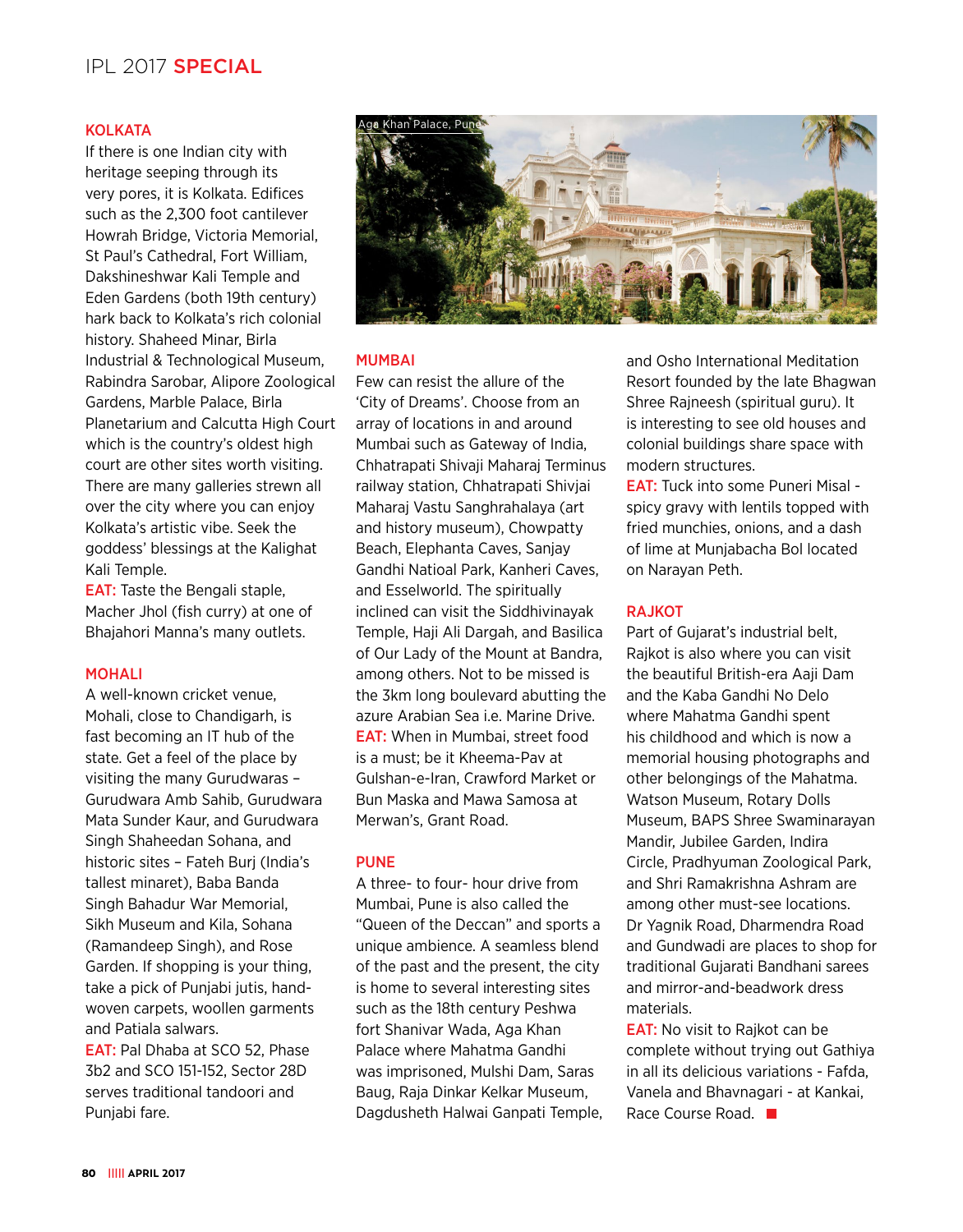## KOLKATA

If there is one Indian city with heritage seeping through its very pores, it is Kolkata. Edifices such as the 2,300 foot cantilever Howrah Bridge, Victoria Memorial, St Paul's Cathedral, Fort William, Dakshineshwar Kali Temple and Eden Gardens (both 19th century) hark back to Kolkata's rich colonial history. Shaheed Minar, Birla Industrial & Technological Museum, Rabindra Sarobar, Alipore Zoological Gardens, Marble Palace, Birla Planetarium and Calcutta High Court which is the country's oldest high court are other sites worth visiting. There are many galleries strewn all over the city where you can enjoy Kolkata's artistic vibe. Seek the goddess' blessings at the Kalighat Kali Temple.

**EAT:** Taste the Bengali staple, Macher Jhol (fish curry) at one of Bhajahori Manna's many outlets.

## MOHALI

A well-known cricket venue, Mohali, close to Chandigarh, is fast becoming an IT hub of the state. Get a feel of the place by visiting the many Gurudwaras – Gurudwara Amb Sahib, Gurudwara Mata Sunder Kaur, and Gurudwara Singh Shaheedan Sohana, and historic sites – Fateh Burj (India's tallest minaret), Baba Banda Singh Bahadur War Memorial, Sikh Museum and Kila, Sohana (Ramandeep Singh), and Rose Garden. If shopping is your thing, take a pick of Punjabi jutis, hand-woven carpets, woollen garments and Patiala salwars.

**EAT:** Pal Dhaba at SCO 52, Phase 3b2 and SCO 151-152, Sector 28D serves traditional tandoori and Punjabi fare.

Aga Khan Palace, Pune

## MUMBAI

Few can resist the allure of the 'City of Dreams'. Choose from an array of locations in and around Mumbai such as Gateway of India, Chhatrapati Shivaji Maharaj Terminus railway station, Chhatrapati Shivjai Maharaj Vastu Sanghrahalaya (art and history museum), Chowpatty Beach, Elephanta Caves, Sanjay Gandhi Natioal Park, Kanheri Caves, and Esselworld. The spiritually inclined can visit the Siddhivinayak Temple, Haji Ali Dargah, and Basilica of Our Lady of the Mount at Bandra, among others. Not to be missed is the 3km long boulevard abutting the azure Arabian Sea i.e. Marine Drive.

**EAT:** When in Mumbai, street food is a must; be it Kheema-Pav at Gulshan-e-Iran, Crawford Market or Bun Maska and Mawa Samosa at Merwan's, Grant Road.

## PUNE

A three- to four- hour drive from Mumbai, Pune is also called the "Queen of the Deccan" and sports a unique ambience. A seamless blend of the past and the present, the city is home to several interesting sites such as the 18th century Peshwa fort Shanivar Wada, Aga Khan Palace where Mahatma Gandhi was imprisoned, Mulshi Dam, Saras Baug, Raja Dinkar Kelkar Museum, Dagdusheth Halwai Ganpati Temple, and Osho International Meditation Resort founded by the late Bhagwan Shree Rajneesh (spiritual guru). It is interesting to see old houses and colonial buildings share space with modern structures.

**EAT:** Tuck into some Puneri Misal - spicy gravy with lentils topped with fried munchies, onions, and a dash of lime at Munjabacha Bol located on Narayan Peth.

## RAJKOT

Part of Gujarat's industrial belt, Rajkot is also where you can visit the beautiful British-era Aaji Dam and the Kaba Gandhi No Delo where Mahatma Gandhi spent his childhood and which is now a memorial housing photographs and other belongings of the Mahatma. Watson Museum, Rotary Dolls Museum, BAPS Shree Swaminarayan Mandir, Jubilee Garden, Indira Circle, Pradhyuman Zoological Park, and Shri Ramakrishna Ashram are among other must-see locations. Dr Yagnik Road, Dharmendra Road and Gundwadi are places to shop for traditional Gujarati Bandhani sarees and mirror-and-beadwork dress materials.

**EAT:** No visit to Rajkot can be complete without trying out Gathiya in all its delicious variations - Fafda, Vanela and Bhavnagari - at Kankai, Race Course Road.